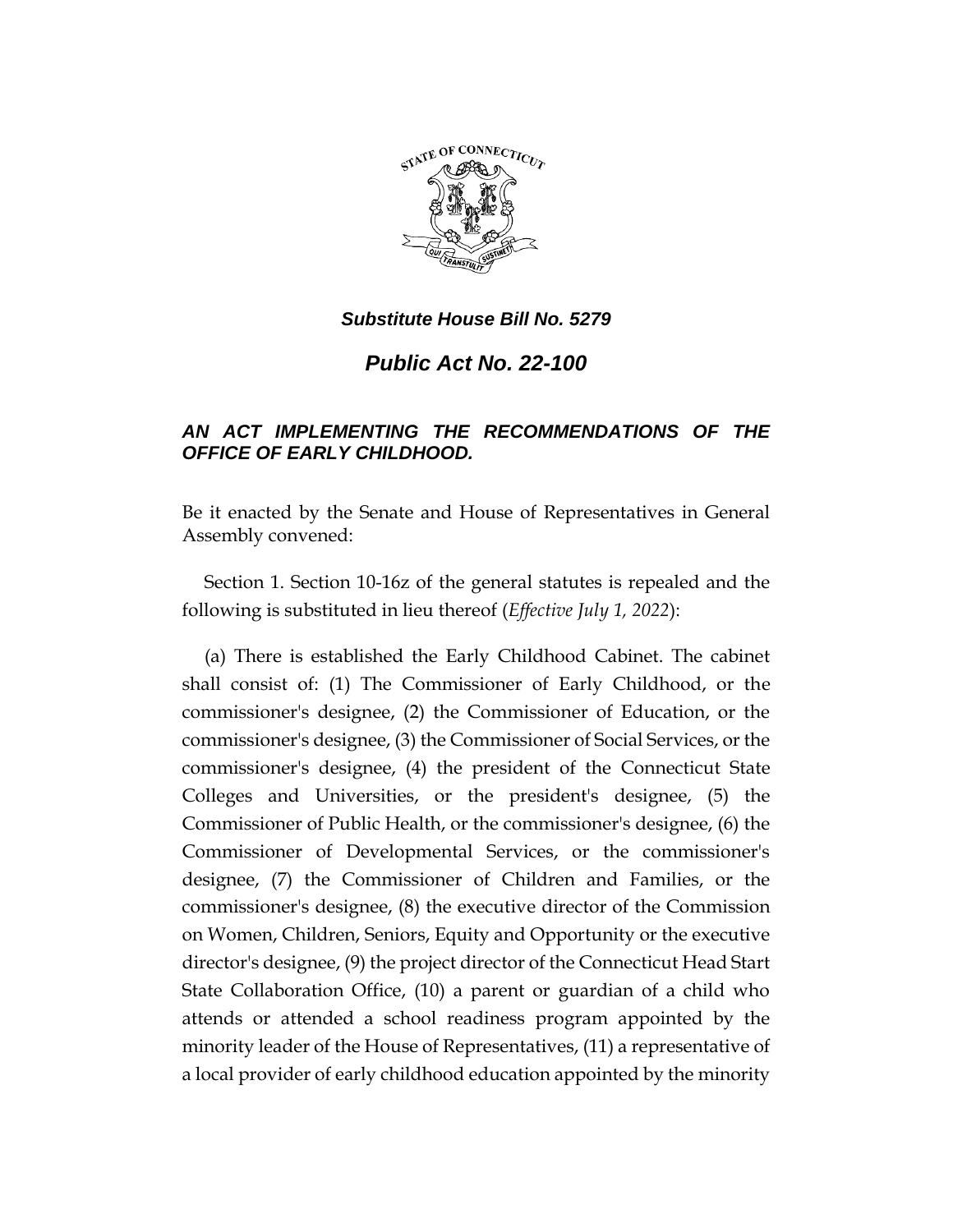*Substitute House Bill No. 5279*

# *Public Act No. 22-100*

## *AN ACT IMPLEMENTING THE RECOMMENDATIONS OF THE OFFICE OF EARLY CHILDHOOD.*

Be it enacted by the Senate and House of Representatives in General Assembly convened:

Section 1. Section 10-16z of the general statutes is repealed and the following is substituted in lieu thereof (*Effective July 1, 2022*):

(a) There is established the Early Childhood Cabinet. The cabinet shall consist of: (1) The Commissioner of Early Childhood, or the commissioner's designee, (2) the Commissioner of Education, or the commissioner's designee, (3) the Commissioner of Social Services, or the commissioner's designee, (4) the president of the Connecticut State Colleges and Universities, or the president's designee, (5) the Commissioner of Public Health, or the commissioner's designee, (6) the Commissioner of Developmental Services, or the commissioner's designee, (7) the Commissioner of Children and Families, or the commissioner's designee, (8) the executive director of the Commission on Women, Children, Seniors, Equity and Opportunity or the executive director's designee, (9) the project director of the Connecticut Head Start State Collaboration Office, (10) a parent or guardian of a child who attends or attended a school readiness program appointed by the minority leader of the House of Representatives, (11) a representative of a local provider of early childhood education appointed by the minority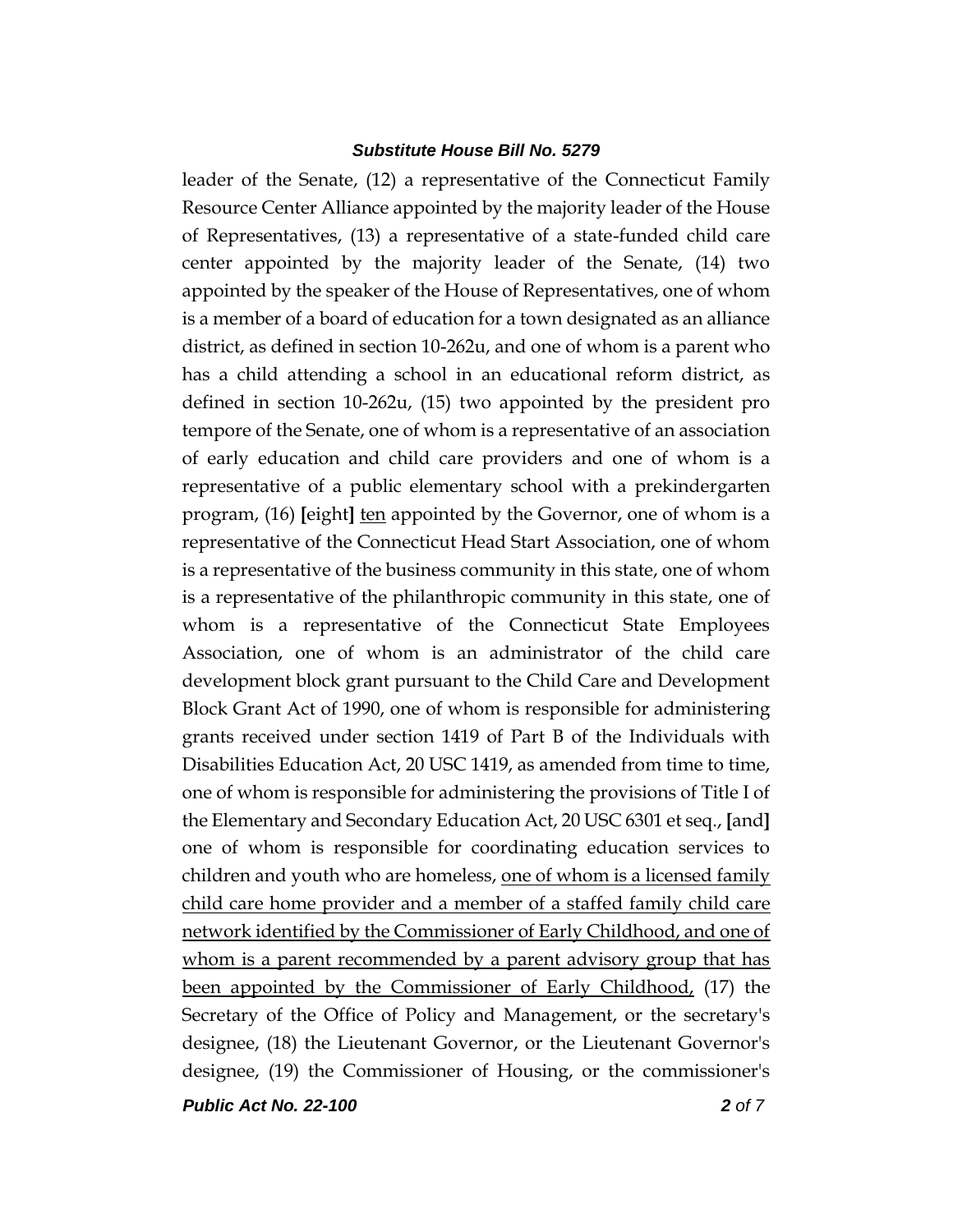leader of the Senate, (12) a representative of the Connecticut Family Resource Center Alliance appointed by the majority leader of the House of Representatives, (13) a representative of a state-funded child care center appointed by the majority leader of the Senate, (14) two appointed by the speaker of the House of Representatives, one of whom is a member of a board of education for a town designated as an alliance district, as defined in section 10-262u, and one of whom is a parent who has a child attending a school in an educational reform district, as defined in section 10-262u, (15) two appointed by the president pro tempore of the Senate, one of whom is a representative of an association of early education and child care providers and one of whom is a representative of a public elementary school with a prekindergarten program, (16) **[**eight**]** <u>ten</u> appointed by the Governor, one of whom is a representative of the Connecticut Head Start Association, one of whom is a representative of the business community in this state, one of whom is a representative of the philanthropic community in this state, one of whom is a representative of the Connecticut State Employees Association, one of whom is an administrator of the child care development block grant pursuant to the Child Care and Development Block Grant Act of 1990, one of whom is responsible for administering grants received under section 1419 of Part B of the Individuals with Disabilities Education Act, 20 USC 1419, as amended from time to time, one of whom is responsible for administering the provisions of Title I of the Elementary and Secondary Education Act, 20 USC 6301 et seq., **[**and**]** one of whom is responsible for coordinating education services to children and youth who are homeless, <u>one of whom is a licensed family child care home provider and a member of a staffed family child care network identified by the Commissioner of Early Childhood, and one of whom is a parent recommended by a parent advisory group that has been appointed by the Commissioner of Early Childhood,</u> (17) the Secretary of the Office of Policy and Management, or the secretary's designee, (18) the Lieutenant Governor, or the Lieutenant Governor's designee, (19) the Commissioner of Housing, or the commissioner's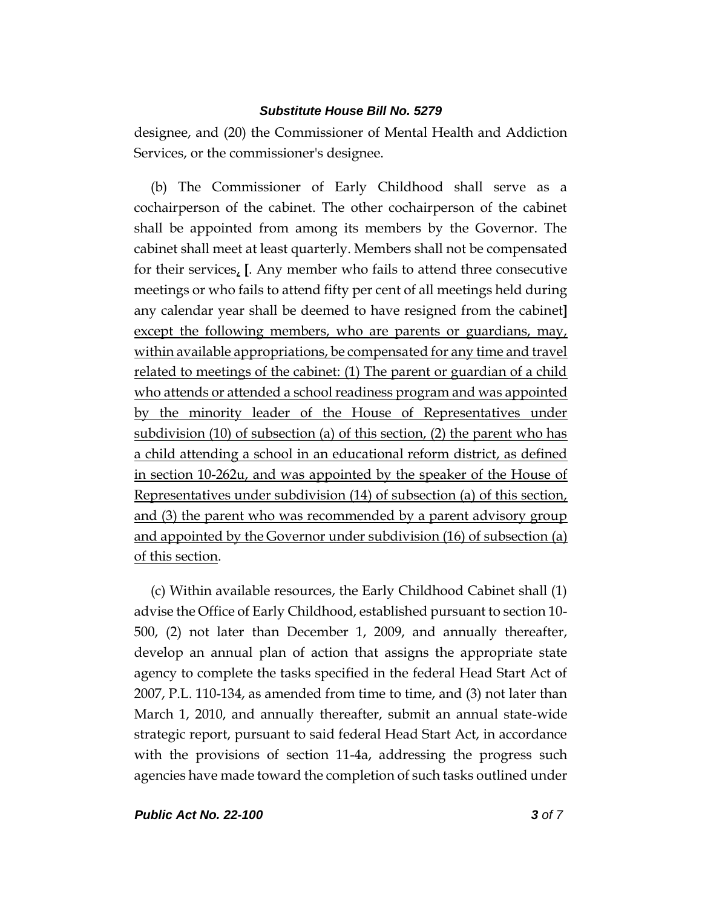designee, and (20) the Commissioner of Mental Health and Addiction Services, or the commissioner's designee.

(b) The Commissioner of Early Childhood shall serve as a cochairperson of the cabinet. The other cochairperson of the cabinet shall be appointed from among its members by the Governor. The cabinet shall meet at least quarterly. Members shall not be compensated for their services, **[**. Any member who fails to attend three consecutive meetings or who fails to attend fifty per cent of all meetings held during any calendar year shall be deemed to have resigned from the cabinet**]** <u>except the following members, who are parents or guardians, may, within available appropriations, be compensated for any time and travel related to meetings of the cabinet: (1) The parent or guardian of a child who attends or attended a school readiness program and was appointed by the minority leader of the House of Representatives under subdivision (10) of subsection (a) of this section, (2) the parent who has a child attending a school in an educational reform district, as defined in section 10-262u, and was appointed by the speaker of the House of Representatives under subdivision (14) of subsection (a) of this section, and (3) the parent who was recommended by a parent advisory group and appointed by the Governor under subdivision (16) of subsection (a) of this section</u>.

(c) Within available resources, the Early Childhood Cabinet shall (1) advise the Office of Early Childhood, established pursuant to section 10-500, (2) not later than December 1, 2009, and annually thereafter, develop an annual plan of action that assigns the appropriate state agency to complete the tasks specified in the federal Head Start Act of 2007, P.L. 110-134, as amended from time to time, and (3) not later than March 1, 2010, and annually thereafter, submit an annual state-wide strategic report, pursuant to said federal Head Start Act, in accordance with the provisions of section 11-4a, addressing the progress such agencies have made toward the completion of such tasks outlined under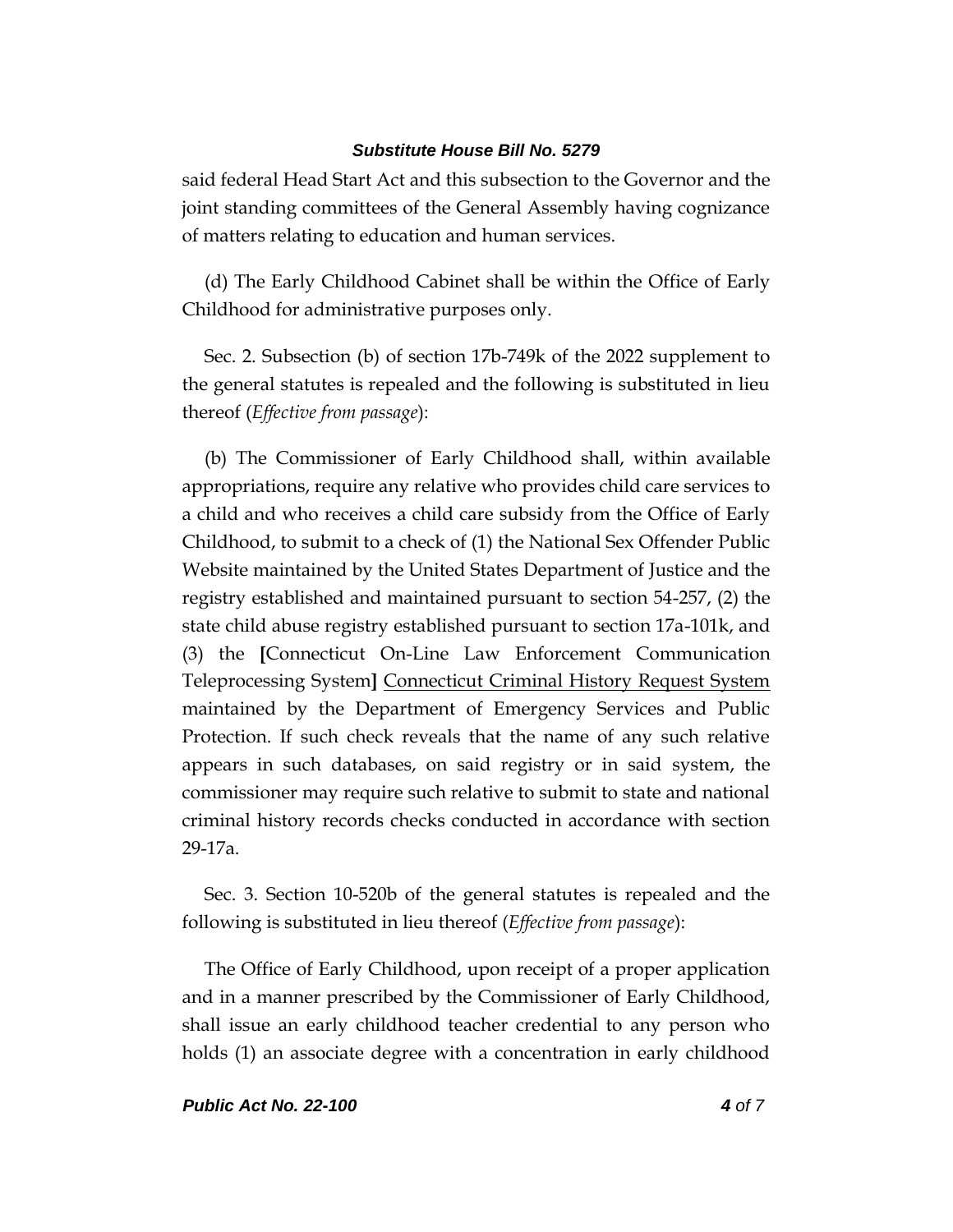said federal Head Start Act and this subsection to the Governor and the joint standing committees of the General Assembly having cognizance of matters relating to education and human services.

(d) The Early Childhood Cabinet shall be within the Office of Early Childhood for administrative purposes only.

Sec. 2. Subsection (b) of section 17b-749k of the 2022 supplement to the general statutes is repealed and the following is substituted in lieu thereof (*Effective from passage*):

(b) The Commissioner of Early Childhood shall, within available appropriations, require any relative who provides child care services to a child and who receives a child care subsidy from the Office of Early Childhood, to submit to a check of (1) the National Sex Offender Public Website maintained by the United States Department of Justice and the registry established and maintained pursuant to section 54-257, (2) the state child abuse registry established pursuant to section 17a-101k, and (3) the **[**Connecticut On-Line Law Enforcement Communication Teleprocessing System**]** <u>Connecticut Criminal History Request System</u> maintained by the Department of Emergency Services and Public Protection. If such check reveals that the name of any such relative appears in such databases, on said registry or in said system, the commissioner may require such relative to submit to state and national criminal history records checks conducted in accordance with section 29-17a.

Sec. 3. Section 10-520b of the general statutes is repealed and the following is substituted in lieu thereof (*Effective from passage*):

The Office of Early Childhood, upon receipt of a proper application and in a manner prescribed by the Commissioner of Early Childhood, shall issue an early childhood teacher credential to any person who holds (1) an associate degree with a concentration in early childhood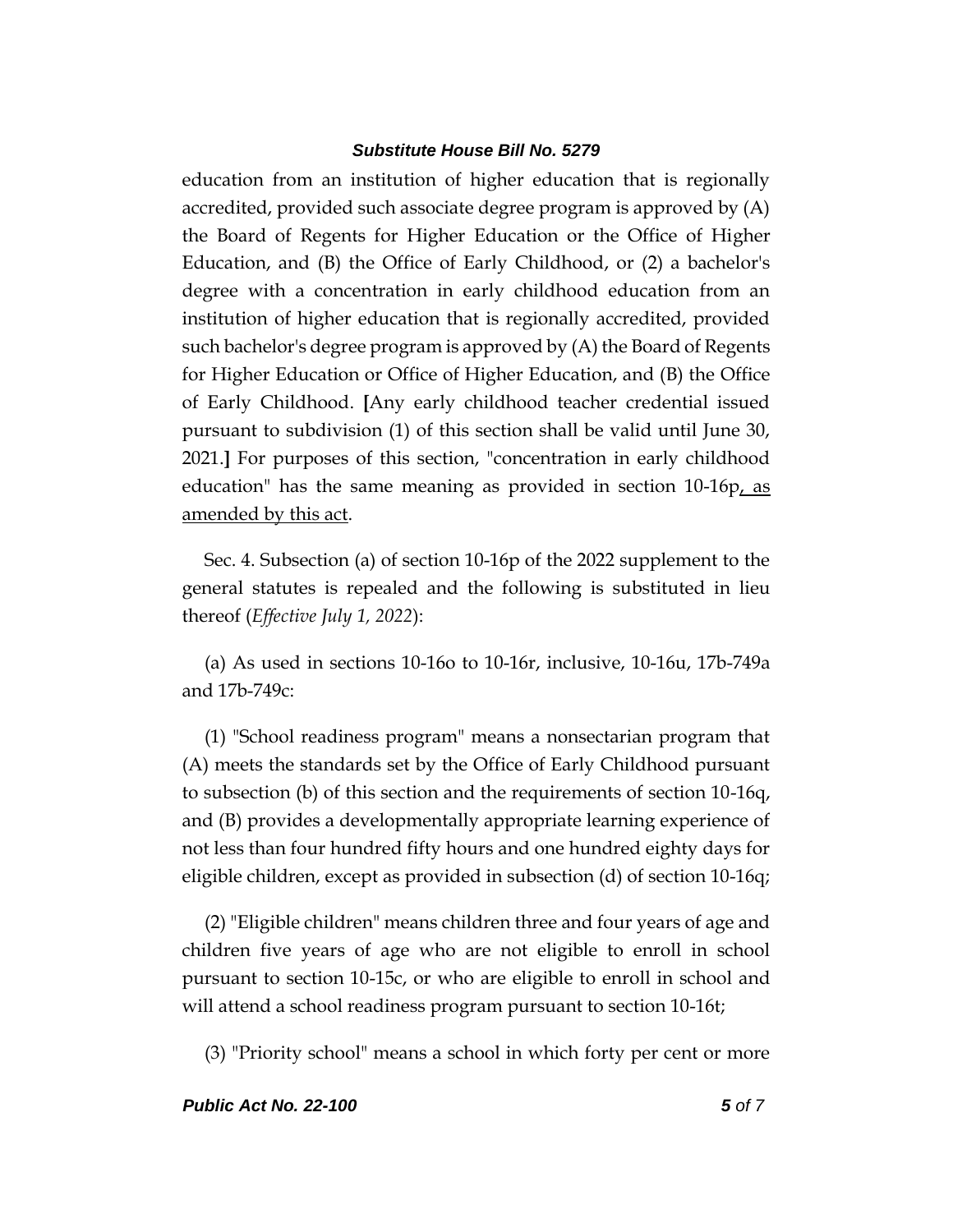education from an institution of higher education that is regionally accredited, provided such associate degree program is approved by (A) the Board of Regents for Higher Education or the Office of Higher Education, and (B) the Office of Early Childhood, or (2) a bachelor's degree with a concentration in early childhood education from an institution of higher education that is regionally accredited, provided such bachelor's degree program is approved by (A) the Board of Regents for Higher Education or Office of Higher Education, and (B) the Office of Early Childhood. **[**Any early childhood teacher credential issued pursuant to subdivision (1) of this section shall be valid until June 30, 2021.**]** For purposes of this section, "concentration in early childhood education" has the same meaning as provided in section 10-16p<u>, as amended by this act</u>.

Sec. 4. Subsection (a) of section 10-16p of the 2022 supplement to the general statutes is repealed and the following is substituted in lieu thereof (*Effective July 1, 2022*):

(a) As used in sections 10-16o to 10-16r, inclusive, 10-16u, 17b-749a and 17b-749c:

(1) "School readiness program" means a nonsectarian program that (A) meets the standards set by the Office of Early Childhood pursuant to subsection (b) of this section and the requirements of section 10-16q, and (B) provides a developmentally appropriate learning experience of not less than four hundred fifty hours and one hundred eighty days for eligible children, except as provided in subsection (d) of section 10-16q;

(2) "Eligible children" means children three and four years of age and children five years of age who are not eligible to enroll in school pursuant to section 10-15c, or who are eligible to enroll in school and will attend a school readiness program pursuant to section 10-16t;

(3) "Priority school" means a school in which forty per cent or more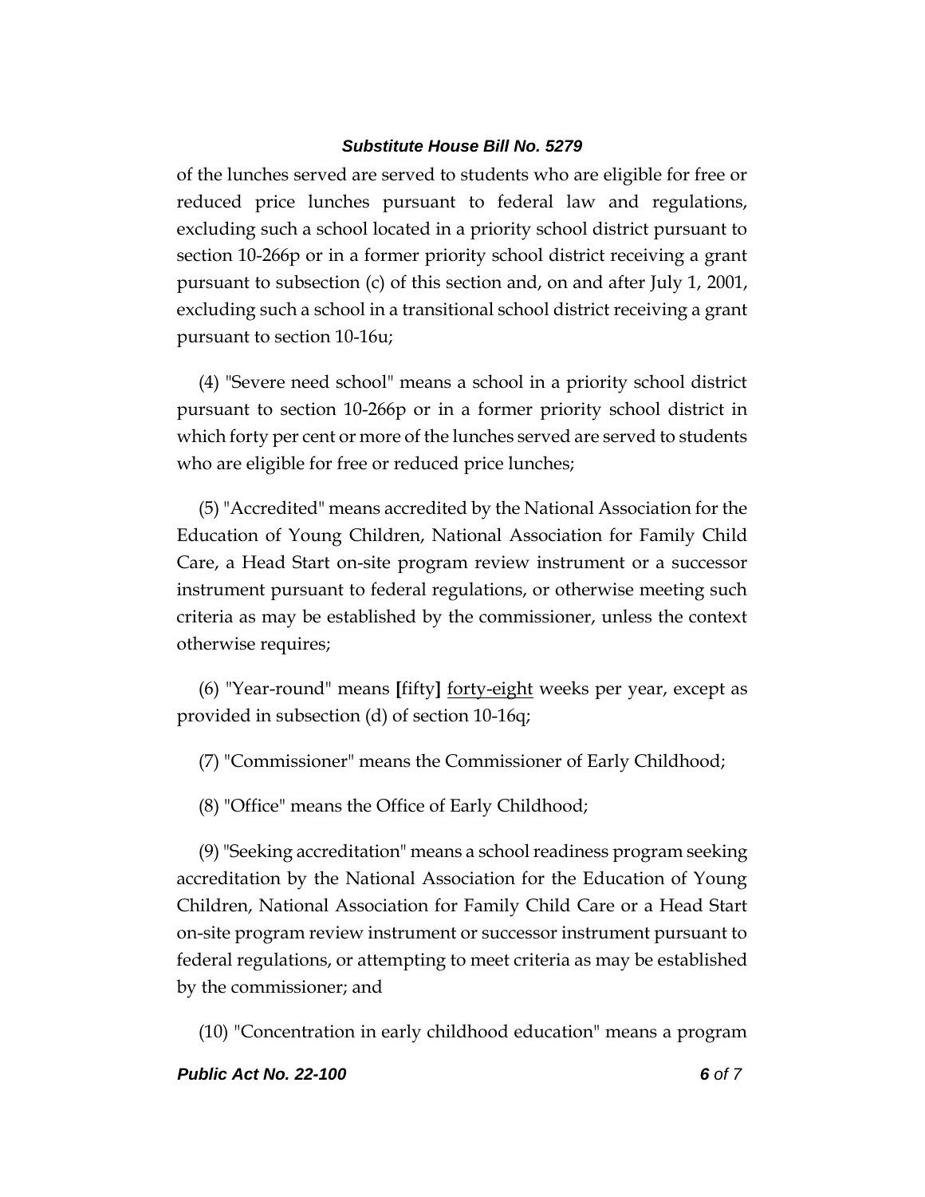of the lunches served are served to students who are eligible for free or reduced price lunches pursuant to federal law and regulations, excluding such a school located in a priority school district pursuant to section 10-266p or in a former priority school district receiving a grant pursuant to subsection (c) of this section and, on and after July 1, 2001, excluding such a school in a transitional school district receiving a grant pursuant to section 10-16u;

(4) "Severe need school" means a school in a priority school district pursuant to section 10-266p or in a former priority school district in which forty per cent or more of the lunches served are served to students who are eligible for free or reduced price lunches;

(5) "Accredited" means accredited by the National Association for the Education of Young Children, National Association for Family Child Care, a Head Start on-site program review instrument or a successor instrument pursuant to federal regulations, or otherwise meeting such criteria as may be established by the commissioner, unless the context otherwise requires;

(6) "Year-round" means **[**fifty**]** <u>forty-eight</u> weeks per year, except as provided in subsection (d) of section 10-16q;

(7) "Commissioner" means the Commissioner of Early Childhood;

(8) "Office" means the Office of Early Childhood;

(9) "Seeking accreditation" means a school readiness program seeking accreditation by the National Association for the Education of Young Children, National Association for Family Child Care or a Head Start on-site program review instrument or successor instrument pursuant to federal regulations, or attempting to meet criteria as may be established by the commissioner; and

(10) "Concentration in early childhood education" means a program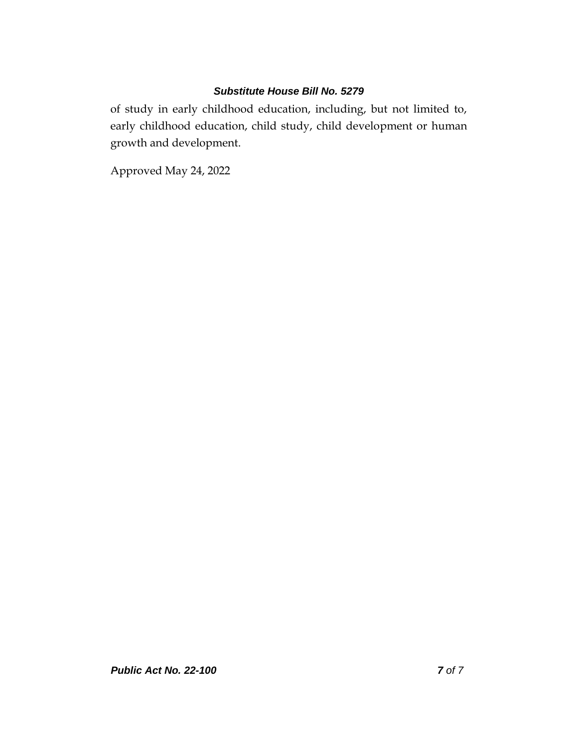of study in early childhood education, including, but not limited to, early childhood education, child study, child development or human growth and development.

Approved May 24, 2022